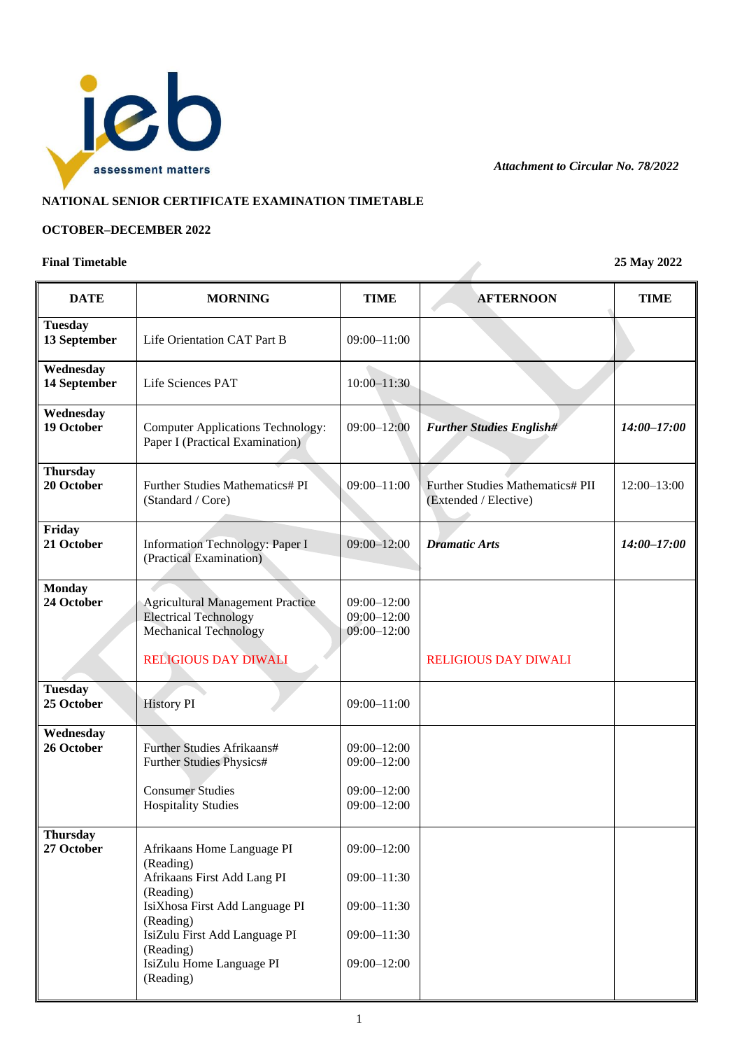*Attachment to Circular No. 78/2022*

**NATIONAL SENIOR CERTIFICATE EXAMINATION TIMETABLE**

**OCTOBER–DECEMBER 2022**

**Final Timetable** **25 May 2022**

| DATE | MORNING | TIME | AFTERNOON | TIME |
|---|---|---|---|---|
| **Tuesday 13 September** | Life Orientation CAT Part B | 09:00–11:00 | | |
| **Wednesday 14 September** | Life Sciences PAT | 10:00–11:30 | | |
| **Wednesday 19 October** | Computer Applications Technology: Paper I (Practical Examination) | 09:00–12:00 | ***Further Studies English#*** | ***14:00–17:00*** |
| **Thursday 20 October** | Further Studies Mathematics# PI (Standard / Core) | 09:00–11:00 | Further Studies Mathematics# PII (Extended / Elective) | 12:00–13:00 |
| **Friday 21 October** | Information Technology: Paper I (Practical Examination) | 09:00–12:00 | ***Dramatic Arts*** | ***14:00–17:00*** |
| **Monday 24 October** | Agricultural Management Practice<br>Electrical Technology<br>Mechanical Technology<br><br>RELIGIOUS DAY DIWALI | 09:00–12:00<br>09:00–12:00<br>09:00–12:00 | RELIGIOUS DAY DIWALI | |
| **Tuesday 25 October** | History PI | 09:00–11:00 | | |
| **Wednesday 26 October** | Further Studies Afrikaans#<br>Further Studies Physics#<br><br>Consumer Studies<br>Hospitality Studies | 09:00–12:00<br>09:00–12:00<br><br>09:00–12:00<br>09:00–12:00 | | |
| **Thursday 27 October** | Afrikaans Home Language PI (Reading)<br>Afrikaans First Add Lang PI (Reading)<br>IsiXhosa First Add Language PI (Reading)<br>IsiZulu First Add Language PI (Reading)<br>IsiZulu Home Language PI (Reading) | 09:00–12:00<br>09:00–11:30<br>09:00–11:30<br>09:00–11:30<br>09:00–12:00 | | |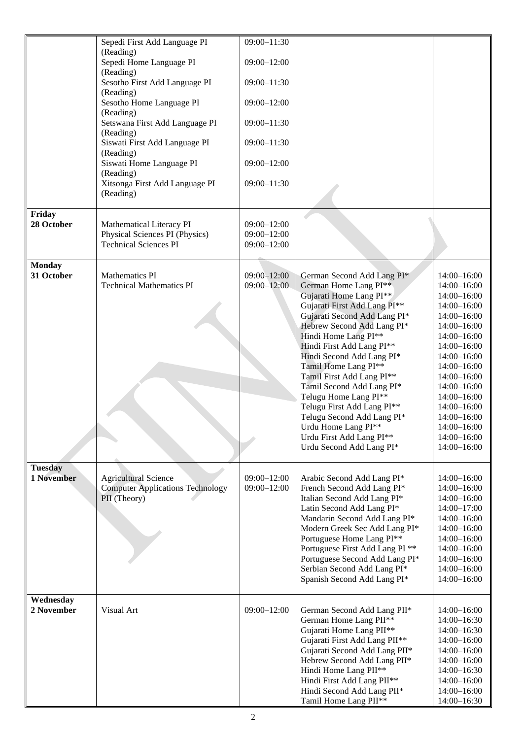| | | | | |
|---|---|---|---|---|
| | Sepedi First Add Language PI (Reading) | 09:00–11:30 | | |
| | Sepedi Home Language PI (Reading) | 09:00–12:00 | | |
| | Sesotho First Add Language PI (Reading) | 09:00–11:30 | | |
| | Sesotho Home Language PI (Reading) | 09:00–12:00 | | |
| | Setswana First Add Language PI (Reading) | 09:00–11:30 | | |
| | Siswati First Add Language PI (Reading) | 09:00–11:30 | | |
| | Siswati Home Language PI (Reading) | 09:00–12:00 | | |
| | Xitsonga First Add Language PI (Reading) | 09:00–11:30 | | |
| **Friday 28 October** | Mathematical Literacy PI<br>Physical Sciences PI (Physics)<br>Technical Sciences PI | 09:00–12:00<br>09:00–12:00<br>09:00–12:00 | | |
| **Monday 31 October** | Mathematics PI<br>Technical Mathematics PI | 09:00–12:00<br>09:00–12:00 | German Second Add Lang PI*<br>German Home Lang PI**<br>Gujarati Home Lang PI**<br>Gujarati First Add Lang PI**<br>Gujarati Second Add Lang PI*<br>Hebrew Second Add Lang PI*<br>Hindi Home Lang PI**<br>Hindi First Add Lang PI**<br>Hindi Second Add Lang PI*<br>Tamil Home Lang PI**<br>Tamil First Add Lang PI**<br>Tamil Second Add Lang PI*<br>Telugu Home Lang PI**<br>Telugu First Add Lang PI**<br>Telugu Second Add Lang PI*<br>Urdu Home Lang PI**<br>Urdu First Add Lang PI**<br>Urdu Second Add Lang PI* | 14:00–16:00<br>14:00–16:00<br>14:00–16:00<br>14:00–16:00<br>14:00–16:00<br>14:00–16:00<br>14:00–16:00<br>14:00–16:00<br>14:00–16:00<br>14:00–16:00<br>14:00–16:00<br>14:00–16:00<br>14:00–16:00<br>14:00–16:00<br>14:00–16:00<br>14:00–16:00<br>14:00–16:00<br>14:00–16:00 |
| **Tuesday 1 November** | Agricultural Science<br>Computer Applications Technology PII (Theory) | 09:00–12:00<br>09:00–12:00 | Arabic Second Add Lang PI*<br>French Second Add Lang PI*<br>Italian Second Add Lang PI*<br>Latin Second Add Lang PI*<br>Mandarin Second Add Lang PI*<br>Modern Greek Sec Add Lang PI*<br>Portuguese Home Lang PI**<br>Portuguese First Add Lang PI **<br>Portuguese Second Add Lang PI*<br>Serbian Second Add Lang PI*<br>Spanish Second Add Lang PI* | 14:00–16:00<br>14:00–16:00<br>14:00–16:00<br>14:00–17:00<br>14:00–16:00<br>14:00–16:00<br>14:00–16:00<br>14:00–16:00<br>14:00–16:00<br>14:00–16:00<br>14:00–16:00 |
| **Wednesday 2 November** | Visual Art | 09:00–12:00 | German Second Add Lang PII*<br>German Home Lang PII**<br>Gujarati Home Lang PII**<br>Gujarati First Add Lang PII**<br>Gujarati Second Add Lang PII*<br>Hebrew Second Add Lang PII*<br>Hindi Home Lang PII**<br>Hindi First Add Lang PII**<br>Hindi Second Add Lang PII*<br>Tamil Home Lang PII** | 14:00–16:00<br>14:00–16:30<br>14:00–16:30<br>14:00–16:00<br>14:00–16:00<br>14:00–16:00<br>14:00–16:30<br>14:00–16:00<br>14:00–16:00<br>14:00–16:30 |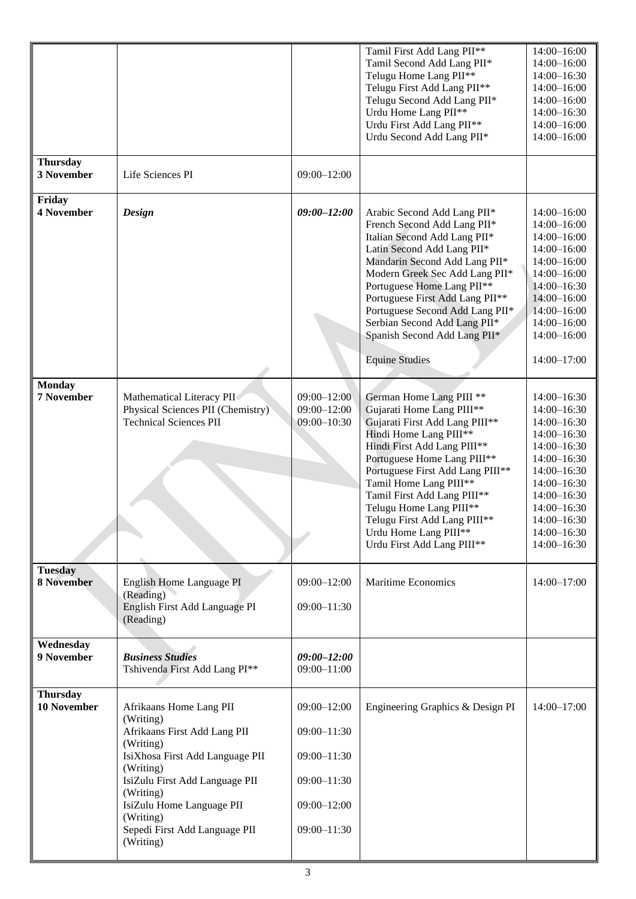| | | | | |
|---|---|---|---|---|
| | | | Tamil First Add Lang PII**<br>Tamil Second Add Lang PII*<br>Telugu Home Lang PII**<br>Telugu First Add Lang PII**<br>Telugu Second Add Lang PII*<br>Urdu Home Lang PII**<br>Urdu First Add Lang PII**<br>Urdu Second Add Lang PII* | 14:00–16:00<br>14:00–16:00<br>14:00–16:30<br>14:00–16:00<br>14:00–16:00<br>14:00–16:30<br>14:00–16:00<br>14:00–16:00 |
| **Thursday**<br>**3 November** | Life Sciences PI | 09:00–12:00 | | |
| **Friday**<br>**4 November** | ***Design*** | ***09:00–12:00*** | Arabic Second Add Lang PII*<br>French Second Add Lang PII*<br>Italian Second Add Lang PII*<br>Latin Second Add Lang PII*<br>Mandarin Second Add Lang PII*<br>Modern Greek Sec Add Lang PII*<br>Portuguese Home Lang PII**<br>Portuguese First Add Lang PII**<br>Portuguese Second Add Lang PII*<br>Serbian Second Add Lang PII*<br>Spanish Second Add Lang PII*<br><br>Equine Studies | 14:00–16:00<br>14:00–16:00<br>14:00–16:00<br>14:00–16:00<br>14:00–16:00<br>14:00–16:00<br>14:00–16:30<br>14:00–16:00<br>14:00–16:00<br>14:00–16:00<br>14:00–16:00<br><br>14:00–17:00 |
| **Monday**<br>**7 November** | Mathematical Literacy PII<br>Physical Sciences PII (Chemistry)<br>Technical Sciences PII | 09:00–12:00<br>09:00–12:00<br>09:00–10:30 | German Home Lang PIII **<br>Gujarati Home Lang PIII**<br>Gujarati First Add Lang PIII**<br>Hindi Home Lang PIII**<br>Hindi First Add Lang PIII**<br>Portuguese Home Lang PIII**<br>Portuguese First Add Lang PIII**<br>Tamil Home Lang PIII**<br>Tamil First Add Lang PIII**<br>Telugu Home Lang PIII**<br>Telugu First Add Lang PIII**<br>Urdu Home Lang PIII**<br>Urdu First Add Lang PIII** | 14:00–16:30<br>14:00–16:30<br>14:00–16:30<br>14:00–16:30<br>14:00–16:30<br>14:00–16:30<br>14:00–16:30<br>14:00–16:30<br>14:00–16:30<br>14:00–16:30<br>14:00–16:30<br>14:00–16:30<br>14:00–16:30 |
| **Tuesday**<br>**8 November** | English Home Language PI (Reading)<br>English First Add Language PI (Reading) | 09:00–12:00<br>09:00–11:30 | Maritime Economics | 14:00–17:00 |
| **Wednesday**<br>**9 November** | ***Business Studies***<br>Tshivenda First Add Lang PI** | ***09:00–12:00***<br>09:00–11:00 | | |
| **Thursday**<br>**10 November** | Afrikaans Home Lang PII (Writing)<br>Afrikaans First Add Lang PII (Writing)<br>IsiXhosa First Add Language PII (Writing)<br>IsiZulu First Add Language PII (Writing)<br>IsiZulu Home Language PII (Writing)<br>Sepedi First Add Language PII (Writing) | 09:00–12:00<br>09:00–11:30<br>09:00–11:30<br>09:00–11:30<br>09:00–12:00<br>09:00–11:30 | Engineering Graphics & Design PI | 14:00–17:00 |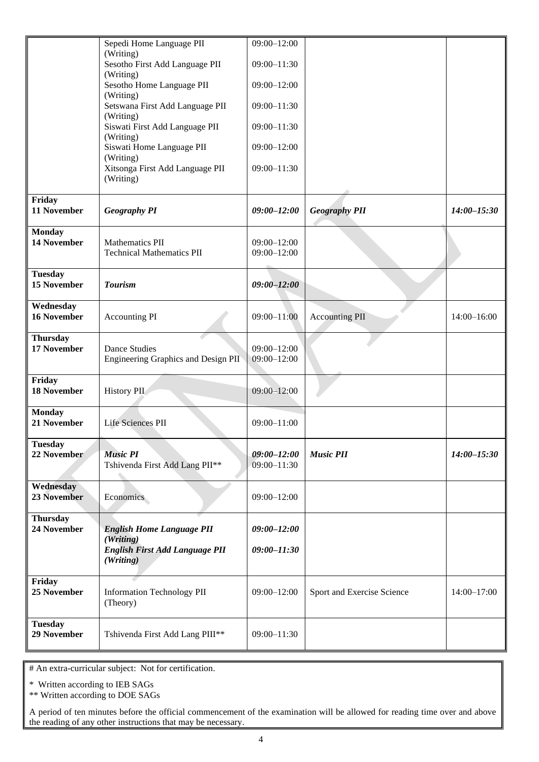| | | | | |
|---|---|---|---|---|
| | Sepedi Home Language PII (Writing) | 09:00–12:00 | | |
| | Sesotho First Add Language PII (Writing) | 09:00–11:30 | | |
| | Sesotho Home Language PII (Writing) | 09:00–12:00 | | |
| | Setswana First Add Language PII (Writing) | 09:00–11:30 | | |
| | Siswati First Add Language PII (Writing) | 09:00–11:30 | | |
| | Siswati Home Language PII (Writing) | 09:00–12:00 | | |
| | Xitsonga First Add Language PII (Writing) | 09:00–11:30 | | |
| **Friday 11 November** | ***Geography PI*** | ***09:00–12:00*** | ***Geography PII*** | ***14:00–15:30*** |
| **Monday 14 November** | Mathematics PII<br>Technical Mathematics PII | 09:00–12:00<br>09:00–12:00 | | |
| **Tuesday 15 November** | ***Tourism*** | ***09:00–12:00*** | | |
| **Wednesday 16 November** | Accounting PI | 09:00–11:00 | Accounting PII | 14:00–16:00 |
| **Thursday 17 November** | Dance Studies<br>Engineering Graphics and Design PII | 09:00–12:00<br>09:00–12:00 | | |
| **Friday 18 November** | History PII | 09:00–12:00 | | |
| **Monday 21 November** | Life Sciences PII | 09:00–11:00 | | |
| **Tuesday 22 November** | ***Music PI***<br>Tshivenda First Add Lang PII** | ***09:00–12:00***<br>09:00–11:30 | ***Music PII*** | ***14:00–15:30*** |
| **Wednesday 23 November** | Economics | 09:00–12:00 | | |
| **Thursday 24 November** | ***English Home Language PII (Writing)***<br>***English First Add Language PII (Writing)*** | ***09:00–12:00***<br>***09:00–11:30*** | | |
| **Friday 25 November** | Information Technology PII (Theory) | 09:00–12:00 | Sport and Exercise Science | 14:00–17:00 |
| **Tuesday 29 November** | Tshivenda First Add Lang PIII** | 09:00–11:30 | | |

# An extra-curricular subject: Not for certification.

* Written according to IEB SAGs
** Written according to DOE SAGs

A period of ten minutes before the official commencement of the examination will be allowed for reading time over and above the reading of any other instructions that may be necessary.